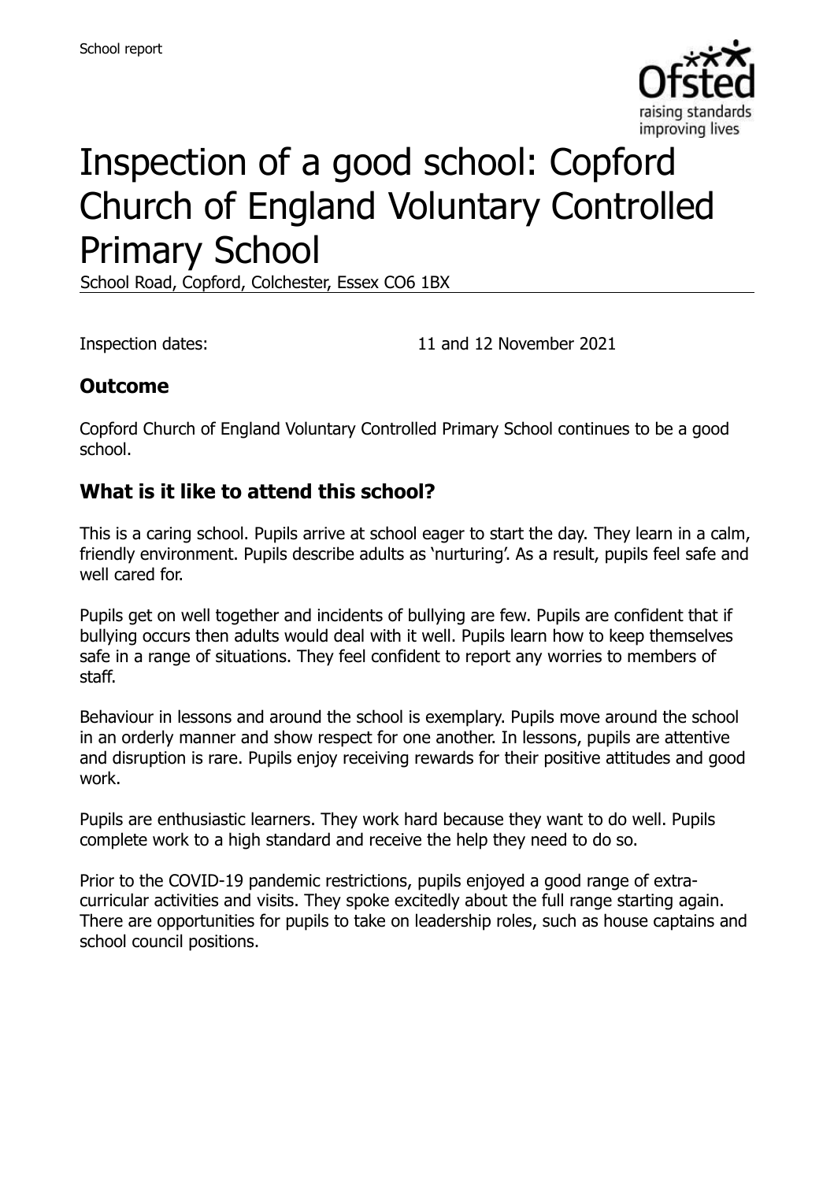School report

# Inspection of a good school: Copford Church of England Voluntary Controlled Primary School

School Road, Copford, Colchester, Essex CO6 1BX

Inspection dates: 11 and 12 November 2021

## Outcome

Copford Church of England Voluntary Controlled Primary School continues to be a good school.

## What is it like to attend this school?

This is a caring school. Pupils arrive at school eager to start the day. They learn in a calm, friendly environment. Pupils describe adults as 'nurturing'. As a result, pupils feel safe and well cared for.

Pupils get on well together and incidents of bullying are few. Pupils are confident that if bullying occurs then adults would deal with it well. Pupils learn how to keep themselves safe in a range of situations. They feel confident to report any worries to members of staff.

Behaviour in lessons and around the school is exemplary. Pupils move around the school in an orderly manner and show respect for one another. In lessons, pupils are attentive and disruption is rare. Pupils enjoy receiving rewards for their positive attitudes and good work.

Pupils are enthusiastic learners. They work hard because they want to do well. Pupils complete work to a high standard and receive the help they need to do so.

Prior to the COVID-19 pandemic restrictions, pupils enjoyed a good range of extra-curricular activities and visits. They spoke excitedly about the full range starting again. There are opportunities for pupils to take on leadership roles, such as house captains and school council positions.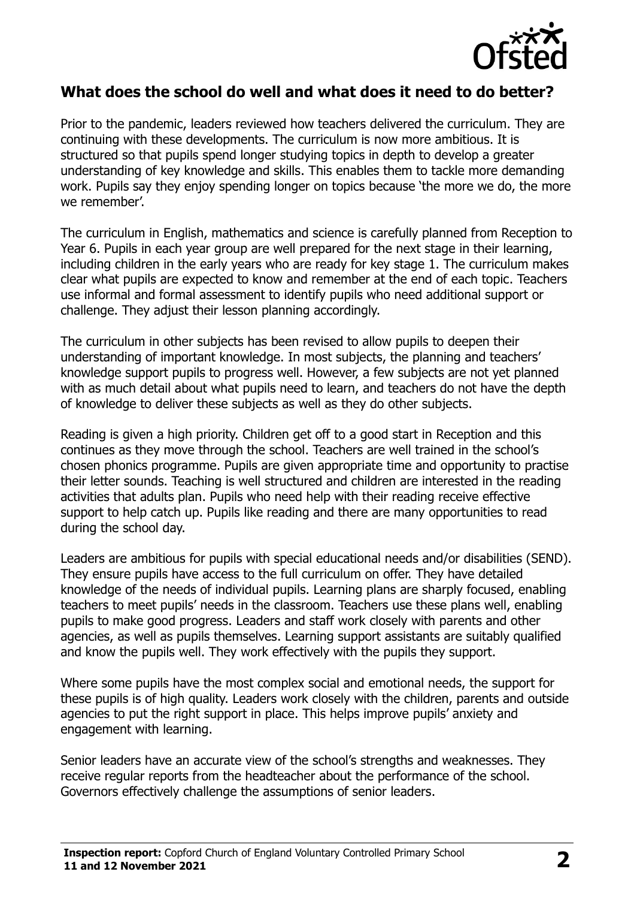## What does the school do well and what does it need to do better?

Prior to the pandemic, leaders reviewed how teachers delivered the curriculum. They are continuing with these developments. The curriculum is now more ambitious. It is structured so that pupils spend longer studying topics in depth to develop a greater understanding of key knowledge and skills. This enables them to tackle more demanding work. Pupils say they enjoy spending longer on topics because 'the more we do, the more we remember'.

The curriculum in English, mathematics and science is carefully planned from Reception to Year 6. Pupils in each year group are well prepared for the next stage in their learning, including children in the early years who are ready for key stage 1. The curriculum makes clear what pupils are expected to know and remember at the end of each topic. Teachers use informal and formal assessment to identify pupils who need additional support or challenge. They adjust their lesson planning accordingly.

The curriculum in other subjects has been revised to allow pupils to deepen their understanding of important knowledge. In most subjects, the planning and teachers' knowledge support pupils to progress well. However, a few subjects are not yet planned with as much detail about what pupils need to learn, and teachers do not have the depth of knowledge to deliver these subjects as well as they do other subjects.

Reading is given a high priority. Children get off to a good start in Reception and this continues as they move through the school. Teachers are well trained in the school's chosen phonics programme. Pupils are given appropriate time and opportunity to practise their letter sounds. Teaching is well structured and children are interested in the reading activities that adults plan. Pupils who need help with their reading receive effective support to help catch up. Pupils like reading and there are many opportunities to read during the school day.

Leaders are ambitious for pupils with special educational needs and/or disabilities (SEND). They ensure pupils have access to the full curriculum on offer. They have detailed knowledge of the needs of individual pupils. Learning plans are sharply focused, enabling teachers to meet pupils' needs in the classroom. Teachers use these plans well, enabling pupils to make good progress. Leaders and staff work closely with parents and other agencies, as well as pupils themselves. Learning support assistants are suitably qualified and know the pupils well. They work effectively with the pupils they support.

Where some pupils have the most complex social and emotional needs, the support for these pupils is of high quality. Leaders work closely with the children, parents and outside agencies to put the right support in place. This helps improve pupils' anxiety and engagement with learning.

Senior leaders have an accurate view of the school's strengths and weaknesses. They receive regular reports from the headteacher about the performance of the school. Governors effectively challenge the assumptions of senior leaders.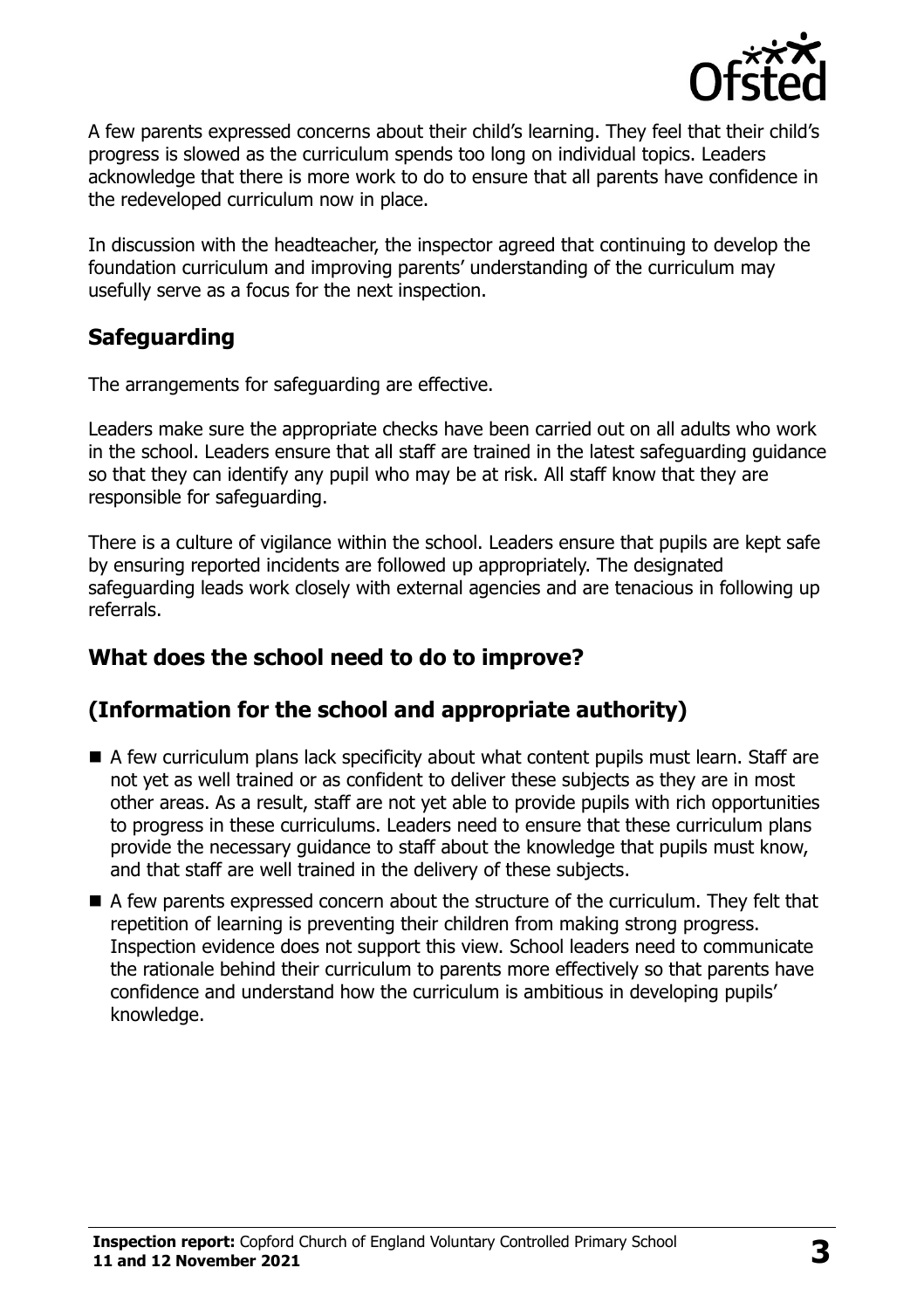A few parents expressed concerns about their child's learning. They feel that their child's progress is slowed as the curriculum spends too long on individual topics. Leaders acknowledge that there is more work to do to ensure that all parents have confidence in the redeveloped curriculum now in place.

In discussion with the headteacher, the inspector agreed that continuing to develop the foundation curriculum and improving parents' understanding of the curriculum may usefully serve as a focus for the next inspection.

## Safeguarding

The arrangements for safeguarding are effective.

Leaders make sure the appropriate checks have been carried out on all adults who work in the school. Leaders ensure that all staff are trained in the latest safeguarding guidance so that they can identify any pupil who may be at risk. All staff know that they are responsible for safeguarding.

There is a culture of vigilance within the school. Leaders ensure that pupils are kept safe by ensuring reported incidents are followed up appropriately. The designated safeguarding leads work closely with external agencies and are tenacious in following up referrals.

## What does the school need to do to improve?

## (Information for the school and appropriate authority)

- A few curriculum plans lack specificity about what content pupils must learn. Staff are not yet as well trained or as confident to deliver these subjects as they are in most other areas. As a result, staff are not yet able to provide pupils with rich opportunities to progress in these curriculums. Leaders need to ensure that these curriculum plans provide the necessary guidance to staff about the knowledge that pupils must know, and that staff are well trained in the delivery of these subjects.
- A few parents expressed concern about the structure of the curriculum. They felt that repetition of learning is preventing their children from making strong progress. Inspection evidence does not support this view. School leaders need to communicate the rationale behind their curriculum to parents more effectively so that parents have confidence and understand how the curriculum is ambitious in developing pupils' knowledge.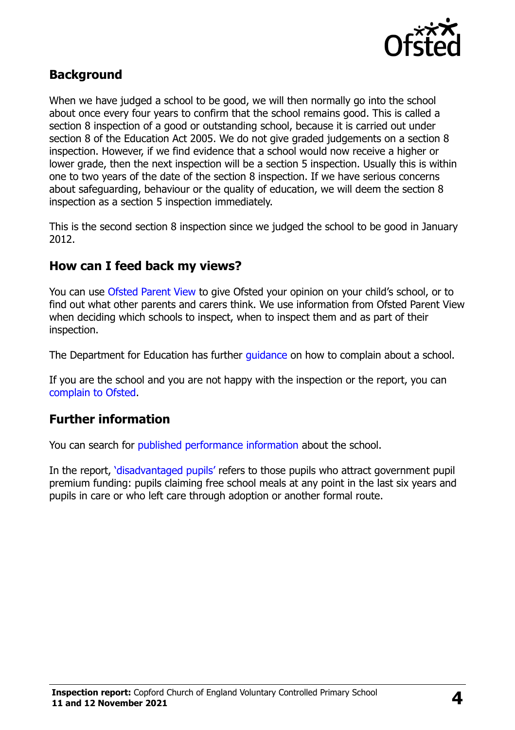## Background

When we have judged a school to be good, we will then normally go into the school about once every four years to confirm that the school remains good. This is called a section 8 inspection of a good or outstanding school, because it is carried out under section 8 of the Education Act 2005. We do not give graded judgements on a section 8 inspection. However, if we find evidence that a school would now receive a higher or lower grade, then the next inspection will be a section 5 inspection. Usually this is within one to two years of the date of the section 8 inspection. If we have serious concerns about safeguarding, behaviour or the quality of education, we will deem the section 8 inspection as a section 5 inspection immediately.

This is the second section 8 inspection since we judged the school to be good in January 2012.

## How can I feed back my views?

You can use Ofsted Parent View to give Ofsted your opinion on your child's school, or to find out what other parents and carers think. We use information from Ofsted Parent View when deciding which schools to inspect, when to inspect them and as part of their inspection.

The Department for Education has further guidance on how to complain about a school.

If you are the school and you are not happy with the inspection or the report, you can complain to Ofsted.

## Further information

You can search for published performance information about the school.

In the report, 'disadvantaged pupils' refers to those pupils who attract government pupil premium funding: pupils claiming free school meals at any point in the last six years and pupils in care or who left care through adoption or another formal route.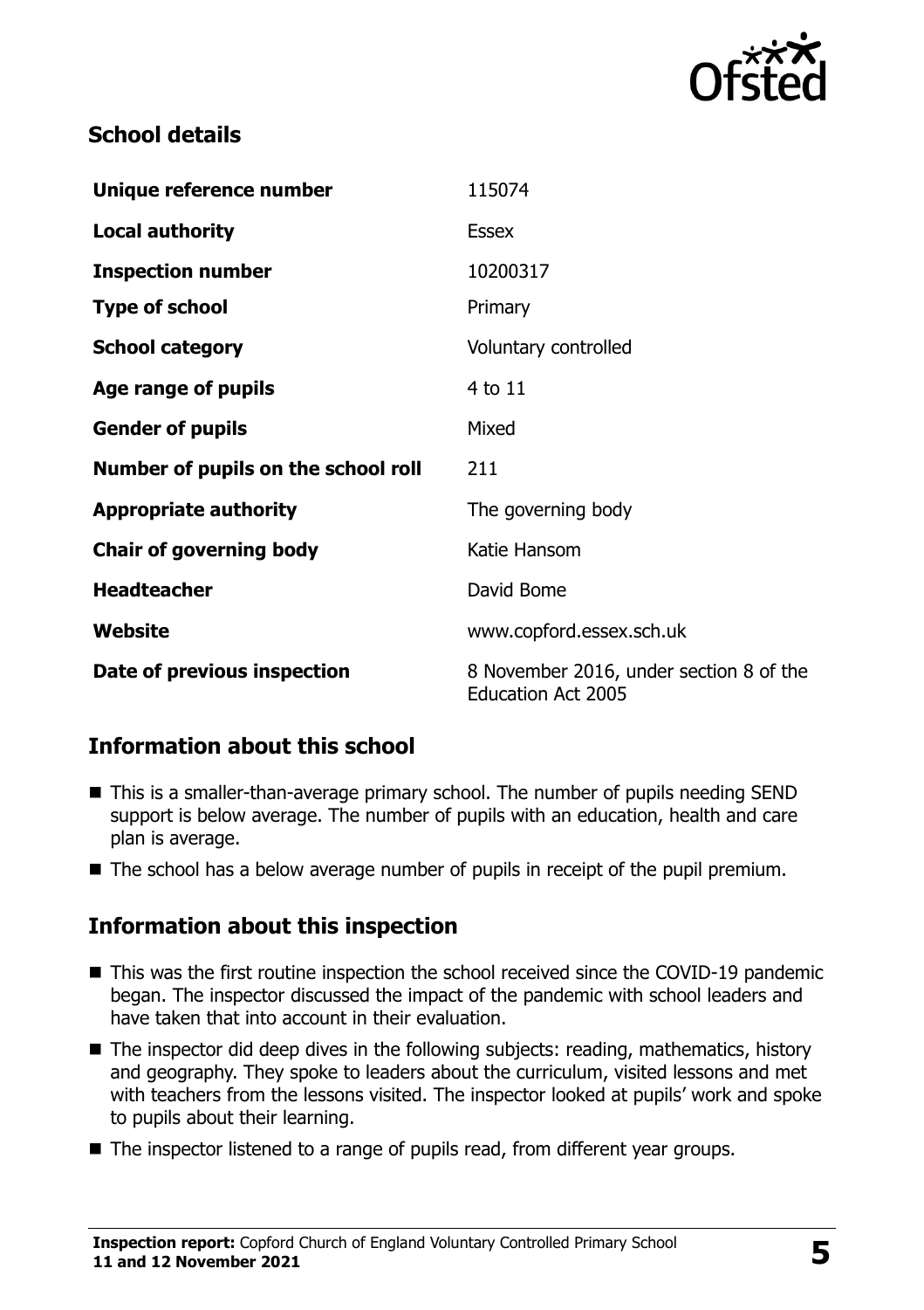## School details

| | |
| --- | --- |
| **Unique reference number** | 115074 |
| **Local authority** | Essex |
| **Inspection number** | 10200317 |
| **Type of school** | Primary |
| **School category** | Voluntary controlled |
| **Age range of pupils** | 4 to 11 |
| **Gender of pupils** | Mixed |
| **Number of pupils on the school roll** | 211 |
| **Appropriate authority** | The governing body |
| **Chair of governing body** | Katie Hansom |
| **Headteacher** | David Bome |
| **Website** | www.copford.essex.sch.uk |
| **Date of previous inspection** | 8 November 2016, under section 8 of the Education Act 2005 |

## Information about this school

- This is a smaller-than-average primary school. The number of pupils needing SEND support is below average. The number of pupils with an education, health and care plan is average.
- The school has a below average number of pupils in receipt of the pupil premium.

## Information about this inspection

- This was the first routine inspection the school received since the COVID-19 pandemic began. The inspector discussed the impact of the pandemic with school leaders and have taken that into account in their evaluation.
- The inspector did deep dives in the following subjects: reading, mathematics, history and geography. They spoke to leaders about the curriculum, visited lessons and met with teachers from the lessons visited. The inspector looked at pupils' work and spoke to pupils about their learning.
- The inspector listened to a range of pupils read, from different year groups.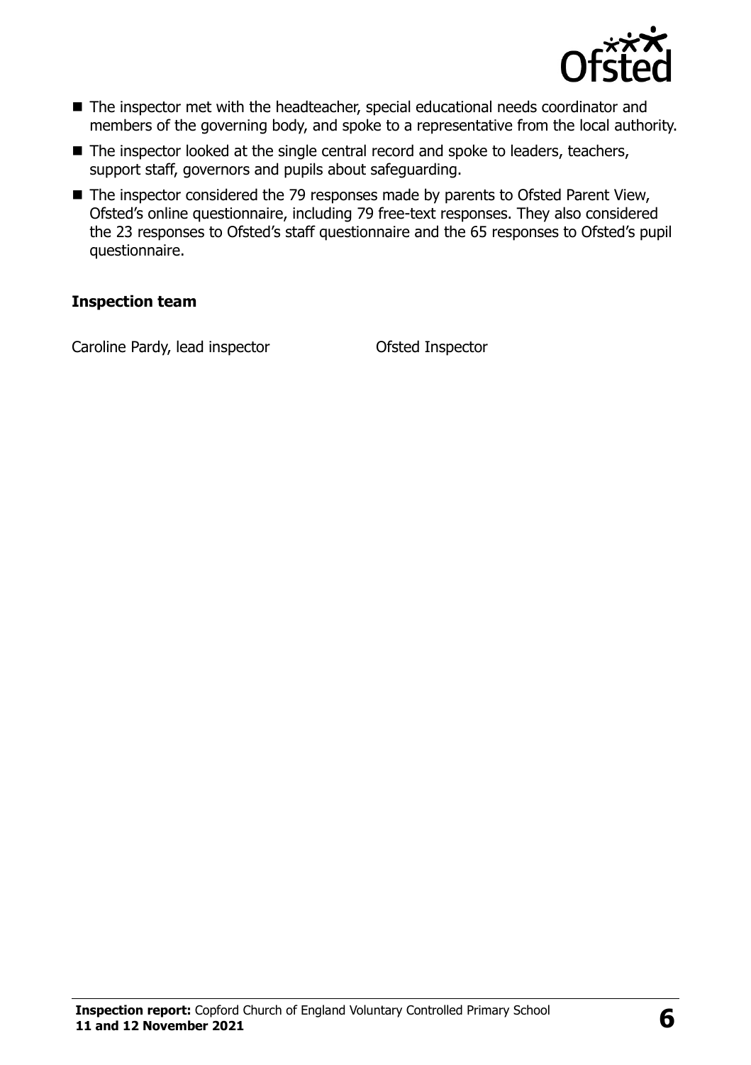- The inspector met with the headteacher, special educational needs coordinator and members of the governing body, and spoke to a representative from the local authority.
- The inspector looked at the single central record and spoke to leaders, teachers, support staff, governors and pupils about safeguarding.
- The inspector considered the 79 responses made by parents to Ofsted Parent View, Ofsted's online questionnaire, including 79 free-text responses. They also considered the 23 responses to Ofsted's staff questionnaire and the 65 responses to Ofsted's pupil questionnaire.

### Inspection team

| | |
|---|---|
| Caroline Pardy, lead inspector | Ofsted Inspector |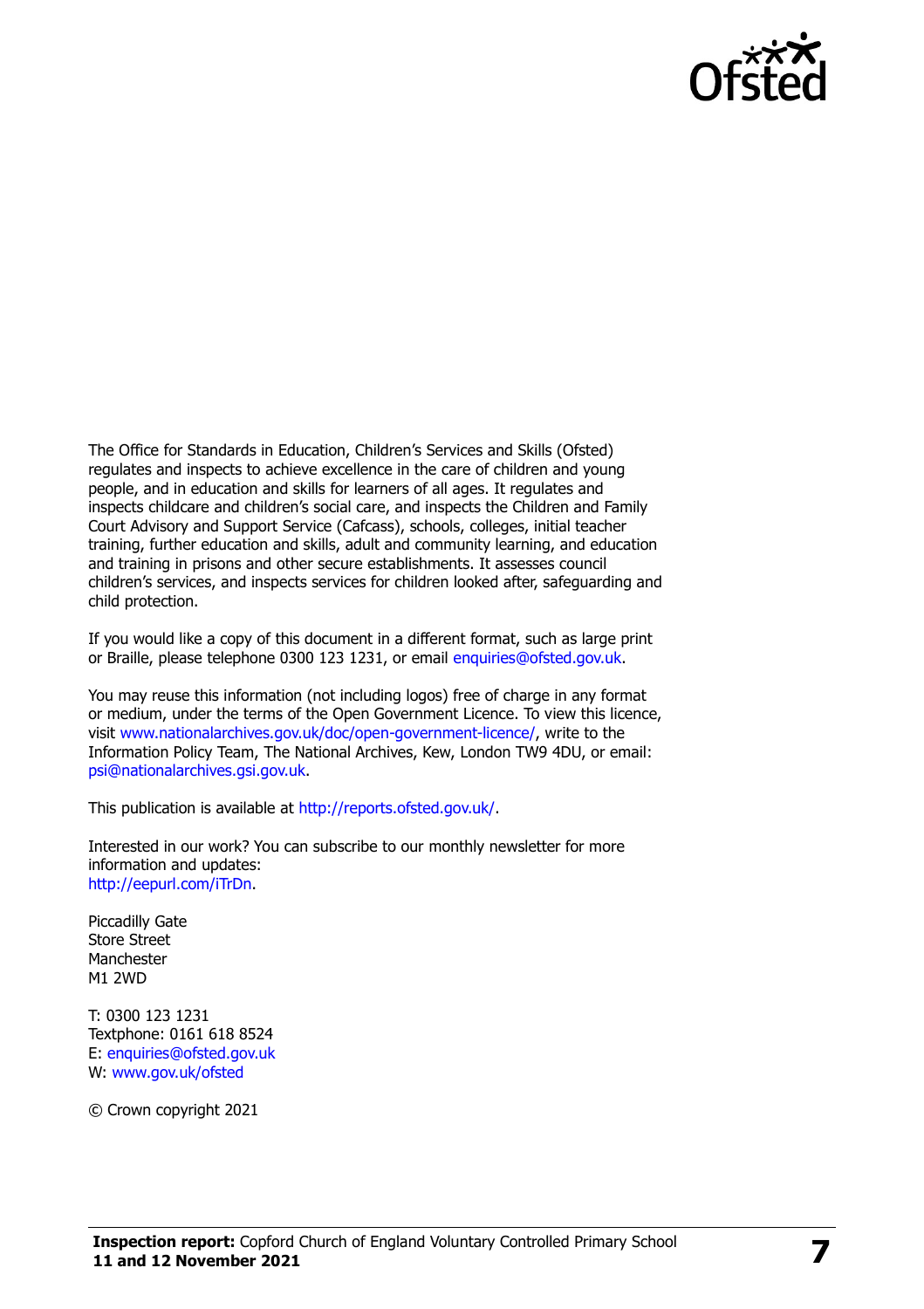The Office for Standards in Education, Children's Services and Skills (Ofsted) regulates and inspects to achieve excellence in the care of children and young people, and in education and skills for learners of all ages. It regulates and inspects childcare and children's social care, and inspects the Children and Family Court Advisory and Support Service (Cafcass), schools, colleges, initial teacher training, further education and skills, adult and community learning, and education and training in prisons and other secure establishments. It assesses council children's services, and inspects services for children looked after, safeguarding and child protection.

If you would like a copy of this document in a different format, such as large print or Braille, please telephone 0300 123 1231, or email enquiries@ofsted.gov.uk.

You may reuse this information (not including logos) free of charge in any format or medium, under the terms of the Open Government Licence. To view this licence, visit www.nationalarchives.gov.uk/doc/open-government-licence/, write to the Information Policy Team, The National Archives, Kew, London TW9 4DU, or email: psi@nationalarchives.gsi.gov.uk.

This publication is available at http://reports.ofsted.gov.uk/.

Interested in our work? You can subscribe to our monthly newsletter for more information and updates:
http://eepurl.com/iTrDn.

Piccadilly Gate
Store Street
Manchester
M1 2WD

T: 0300 123 1231
Textphone: 0161 618 8524
E: enquiries@ofsted.gov.uk
W: www.gov.uk/ofsted

© Crown copyright 2021